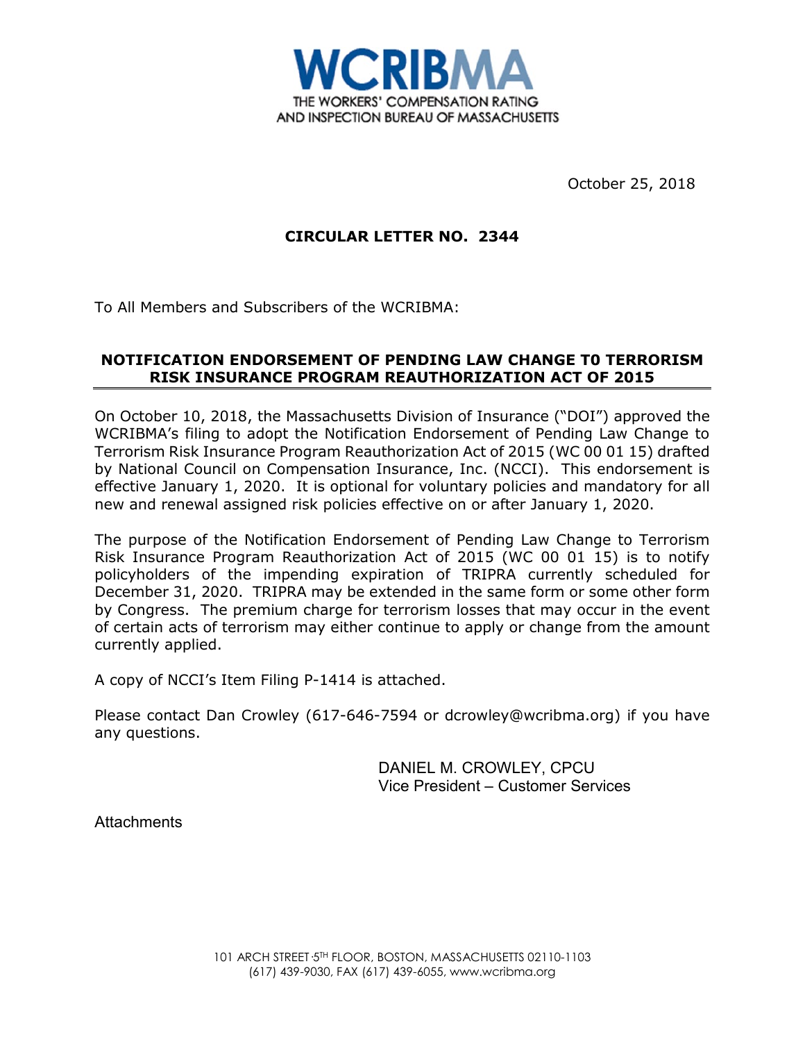**WCRIBMA**
THE WORKERS' COMPENSATION RATING
AND INSPECTION BUREAU OF MASSACHUSETTS

October 25, 2018

# CIRCULAR LETTER NO. 2344

To All Members and Subscribers of the WCRIBMA:

## NOTIFICATION ENDORSEMENT OF PENDING LAW CHANGE T0 TERRORISM RISK INSURANCE PROGRAM REAUTHORIZATION ACT OF 2015

On October 10, 2018, the Massachusetts Division of Insurance ("DOI") approved the WCRIBMA's filing to adopt the Notification Endorsement of Pending Law Change to Terrorism Risk Insurance Program Reauthorization Act of 2015 (WC 00 01 15) drafted by National Council on Compensation Insurance, Inc. (NCCI). This endorsement is effective January 1, 2020. It is optional for voluntary policies and mandatory for all new and renewal assigned risk policies effective on or after January 1, 2020.

The purpose of the Notification Endorsement of Pending Law Change to Terrorism Risk Insurance Program Reauthorization Act of 2015 (WC 00 01 15) is to notify policyholders of the impending expiration of TRIPRA currently scheduled for December 31, 2020. TRIPRA may be extended in the same form or some other form by Congress. The premium charge for terrorism losses that may occur in the event of certain acts of terrorism may either continue to apply or change from the amount currently applied.

A copy of NCCI's Item Filing P-1414 is attached.

Please contact Dan Crowley (617-646-7594 or dcrowley@wcribma.org) if you have any questions.

DANIEL M. CROWLEY, CPCU
Vice President – Customer Services

Attachments

101 ARCH STREET·5TH FLOOR, BOSTON, MASSACHUSETTS 02110-1103
(617) 439-9030, FAX (617) 439-6055, www.wcribma.org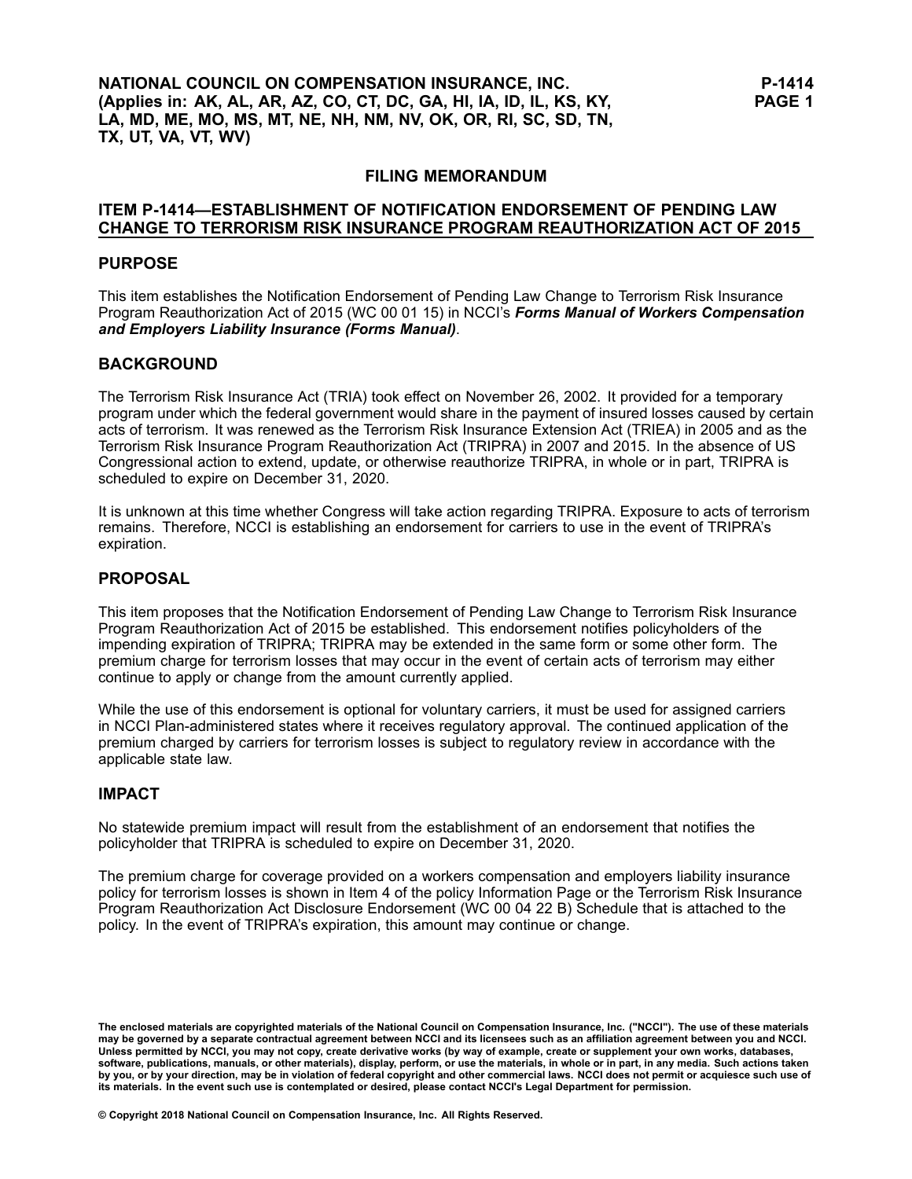**NATIONAL COUNCIL ON COMPENSATION INSURANCE, INC.**
**(Applies in: AK, AL, AR, AZ, CO, CT, DC, GA, HI, IA, ID, IL, KS, KY, LA, MD, ME, MO, MS, MT, NE, NH, NM, NV, OK, OR, RI, SC, SD, TN, TX, UT, VA, VT, WV)**

# FILING MEMORANDUM

## ITEM P-1414—ESTABLISHMENT OF NOTIFICATION ENDORSEMENT OF PENDING LAW CHANGE TO TERRORISM RISK INSURANCE PROGRAM REAUTHORIZATION ACT OF 2015

## PURPOSE

This item establishes the Notification Endorsement of Pending Law Change to Terrorism Risk Insurance Program Reauthorization Act of 2015 (WC 00 01 15) in NCCI's ***Forms Manual of Workers Compensation and Employers Liability Insurance (Forms Manual)***.

## BACKGROUND

The Terrorism Risk Insurance Act (TRIA) took effect on November 26, 2002. It provided for a temporary program under which the federal government would share in the payment of insured losses caused by certain acts of terrorism. It was renewed as the Terrorism Risk Insurance Extension Act (TRIEA) in 2005 and as the Terrorism Risk Insurance Program Reauthorization Act (TRIPRA) in 2007 and 2015. In the absence of US Congressional action to extend, update, or otherwise reauthorize TRIPRA, in whole or in part, TRIPRA is scheduled to expire on December 31, 2020.

It is unknown at this time whether Congress will take action regarding TRIPRA. Exposure to acts of terrorism remains. Therefore, NCCI is establishing an endorsement for carriers to use in the event of TRIPRA's expiration.

## PROPOSAL

This item proposes that the Notification Endorsement of Pending Law Change to Terrorism Risk Insurance Program Reauthorization Act of 2015 be established. This endorsement notifies policyholders of the impending expiration of TRIPRA; TRIPRA may be extended in the same form or some other form. The premium charge for terrorism losses that may occur in the event of certain acts of terrorism may either continue to apply or change from the amount currently applied.

While the use of this endorsement is optional for voluntary carriers, it must be used for assigned carriers in NCCI Plan-administered states where it receives regulatory approval. The continued application of the premium charged by carriers for terrorism losses is subject to regulatory review in accordance with the applicable state law.

## IMPACT

No statewide premium impact will result from the establishment of an endorsement that notifies the policyholder that TRIPRA is scheduled to expire on December 31, 2020.

The premium charge for coverage provided on a workers compensation and employers liability insurance policy for terrorism losses is shown in Item 4 of the policy Information Page or the Terrorism Risk Insurance Program Reauthorization Act Disclosure Endorsement (WC 00 04 22 B) Schedule that is attached to the policy. In the event of TRIPRA's expiration, this amount may continue or change.

**The enclosed materials are copyrighted materials of the National Council on Compensation Insurance, Inc. ("NCCI"). The use of these materials may be governed by a separate contractual agreement between NCCI and its licensees such as an affiliation agreement between you and NCCI. Unless permitted by NCCI, you may not copy, create derivative works (by way of example, create or supplement your own works, databases, software, publications, manuals, or other materials), display, perform, or use the materials, in whole or in part, in any media. Such actions taken by you, or by your direction, may be in violation of federal copyright and other commercial laws. NCCI does not permit or acquiesce such use of its materials. In the event such use is contemplated or desired, please contact NCCI's Legal Department for permission.**

**© Copyright 2018 National Council on Compensation Insurance, Inc. All Rights Reserved.**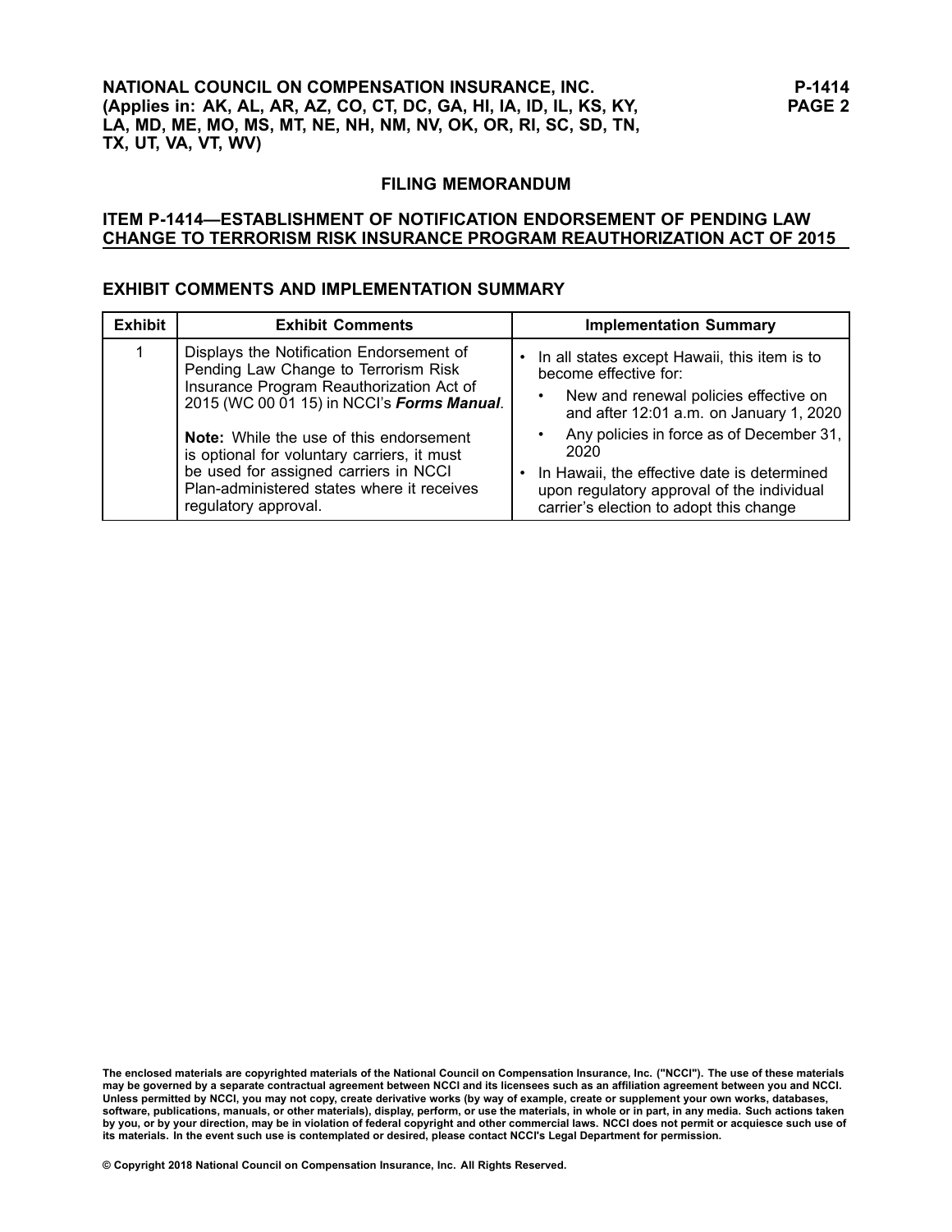## FILING MEMORANDUM

### ITEM P-1414—ESTABLISHMENT OF NOTIFICATION ENDORSEMENT OF PENDING LAW CHANGE TO TERRORISM RISK INSURANCE PROGRAM REAUTHORIZATION ACT OF 2015

### EXHIBIT COMMENTS AND IMPLEMENTATION SUMMARY

| Exhibit | Exhibit Comments | Implementation Summary |
|---|---|---|
| 1 | Displays the Notification Endorsement of Pending Law Change to Terrorism Risk Insurance Program Reauthorization Act of 2015 (WC 00 01 15) in NCCI's ***Forms Manual***.<br><br>**Note:** While the use of this endorsement is optional for voluntary carriers, it must be used for assigned carriers in NCCI Plan-administered states where it receives regulatory approval. | • In all states except Hawaii, this item is to become effective for:<br>  • New and renewal policies effective on and after 12:01 a.m. on January 1, 2020<br>  • Any policies in force as of December 31, 2020<br>• In Hawaii, the effective date is determined upon regulatory approval of the individual carrier's election to adopt this change |

The enclosed materials are copyrighted materials of the National Council on Compensation Insurance, Inc. ("NCCI"). The use of these materials may be governed by a separate contractual agreement between NCCI and its licensees such as an affiliation agreement between you and NCCI. Unless permitted by NCCI, you may not copy, create derivative works (by way of example, create or supplement your own works, databases, software, publications, manuals, or other materials), display, perform, or use the materials, in whole or in part, in any media. Such actions taken by you, or by your direction, may be in violation of federal copyright and other commercial laws. NCCI does not permit or acquiesce such use of its materials. In the event such use is contemplated or desired, please contact NCCI's Legal Department for permission.

© Copyright 2018 National Council on Compensation Insurance, Inc. All Rights Reserved.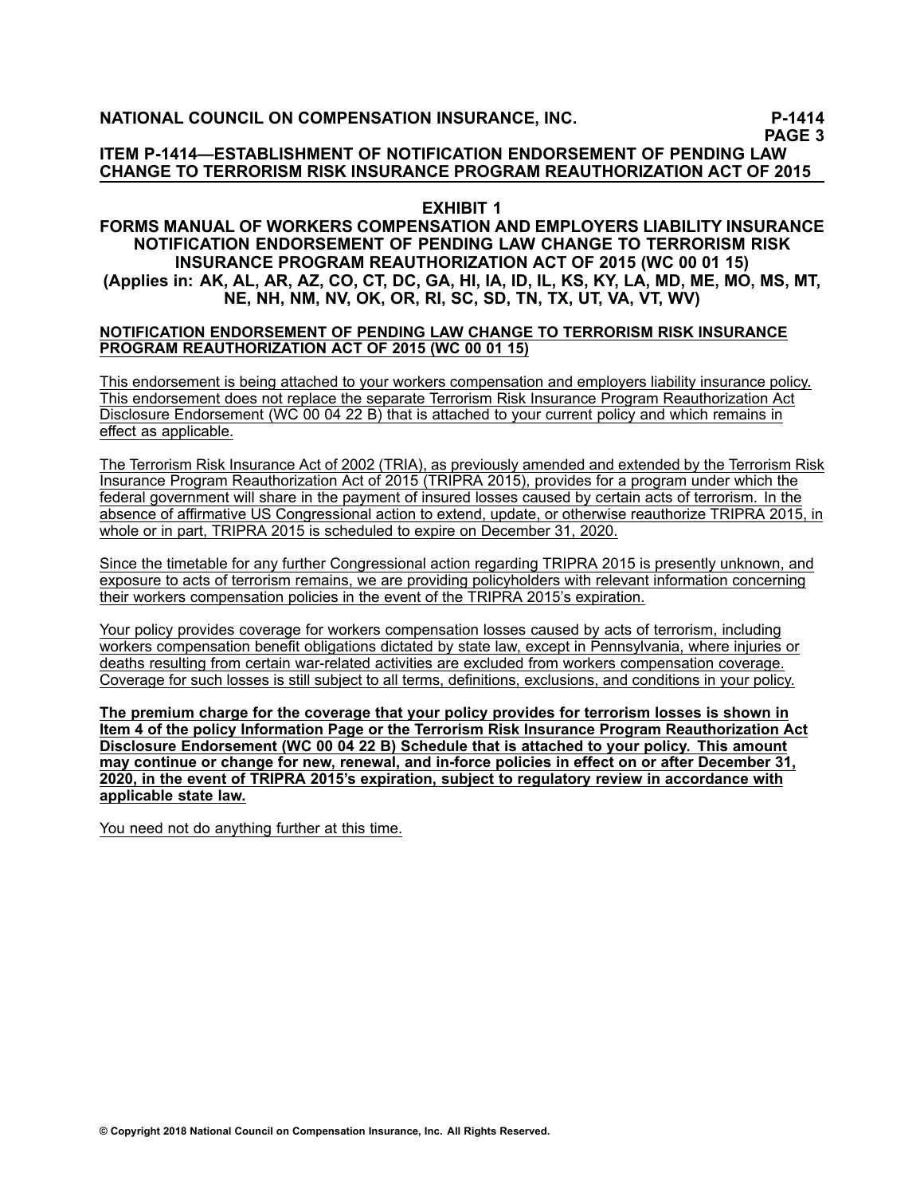## ITEM P-1414—ESTABLISHMENT OF NOTIFICATION ENDORSEMENT OF PENDING LAW CHANGE TO TERRORISM RISK INSURANCE PROGRAM REAUTHORIZATION ACT OF 2015

### EXHIBIT 1

### FORMS MANUAL OF WORKERS COMPENSATION AND EMPLOYERS LIABILITY INSURANCE NOTIFICATION ENDORSEMENT OF PENDING LAW CHANGE TO TERRORISM RISK INSURANCE PROGRAM REAUTHORIZATION ACT OF 2015 (WC 00 01 15) (Applies in: AK, AL, AR, AZ, CO, CT, DC, GA, HI, IA, ID, IL, KS, KY, LA, MD, ME, MO, MS, MT, NE, NH, NM, NV, OK, OR, RI, SC, SD, TN, TX, UT, VA, VT, WV)

**NOTIFICATION ENDORSEMENT OF PENDING LAW CHANGE TO TERRORISM RISK INSURANCE PROGRAM REAUTHORIZATION ACT OF 2015 (WC 00 01 15)**

This endorsement is being attached to your workers compensation and employers liability insurance policy. This endorsement does not replace the separate Terrorism Risk Insurance Program Reauthorization Act Disclosure Endorsement (WC 00 04 22 B) that is attached to your current policy and which remains in effect as applicable.

The Terrorism Risk Insurance Act of 2002 (TRIA), as previously amended and extended by the Terrorism Risk Insurance Program Reauthorization Act of 2015 (TRIPRA 2015), provides for a program under which the federal government will share in the payment of insured losses caused by certain acts of terrorism. In the absence of affirmative US Congressional action to extend, update, or otherwise reauthorize TRIPRA 2015, in whole or in part, TRIPRA 2015 is scheduled to expire on December 31, 2020.

Since the timetable for any further Congressional action regarding TRIPRA 2015 is presently unknown, and exposure to acts of terrorism remains, we are providing policyholders with relevant information concerning their workers compensation policies in the event of the TRIPRA 2015's expiration.

Your policy provides coverage for workers compensation losses caused by acts of terrorism, including workers compensation benefit obligations dictated by state law, except in Pennsylvania, where injuries or deaths resulting from certain war-related activities are excluded from workers compensation coverage. Coverage for such losses is still subject to all terms, definitions, exclusions, and conditions in your policy.

**The premium charge for the coverage that your policy provides for terrorism losses is shown in Item 4 of the policy Information Page or the Terrorism Risk Insurance Program Reauthorization Act Disclosure Endorsement (WC 00 04 22 B) Schedule that is attached to your policy. This amount may continue or change for new, renewal, and in-force policies in effect on or after December 31, 2020, in the event of TRIPRA 2015's expiration, subject to regulatory review in accordance with applicable state law.**

You need not do anything further at this time.